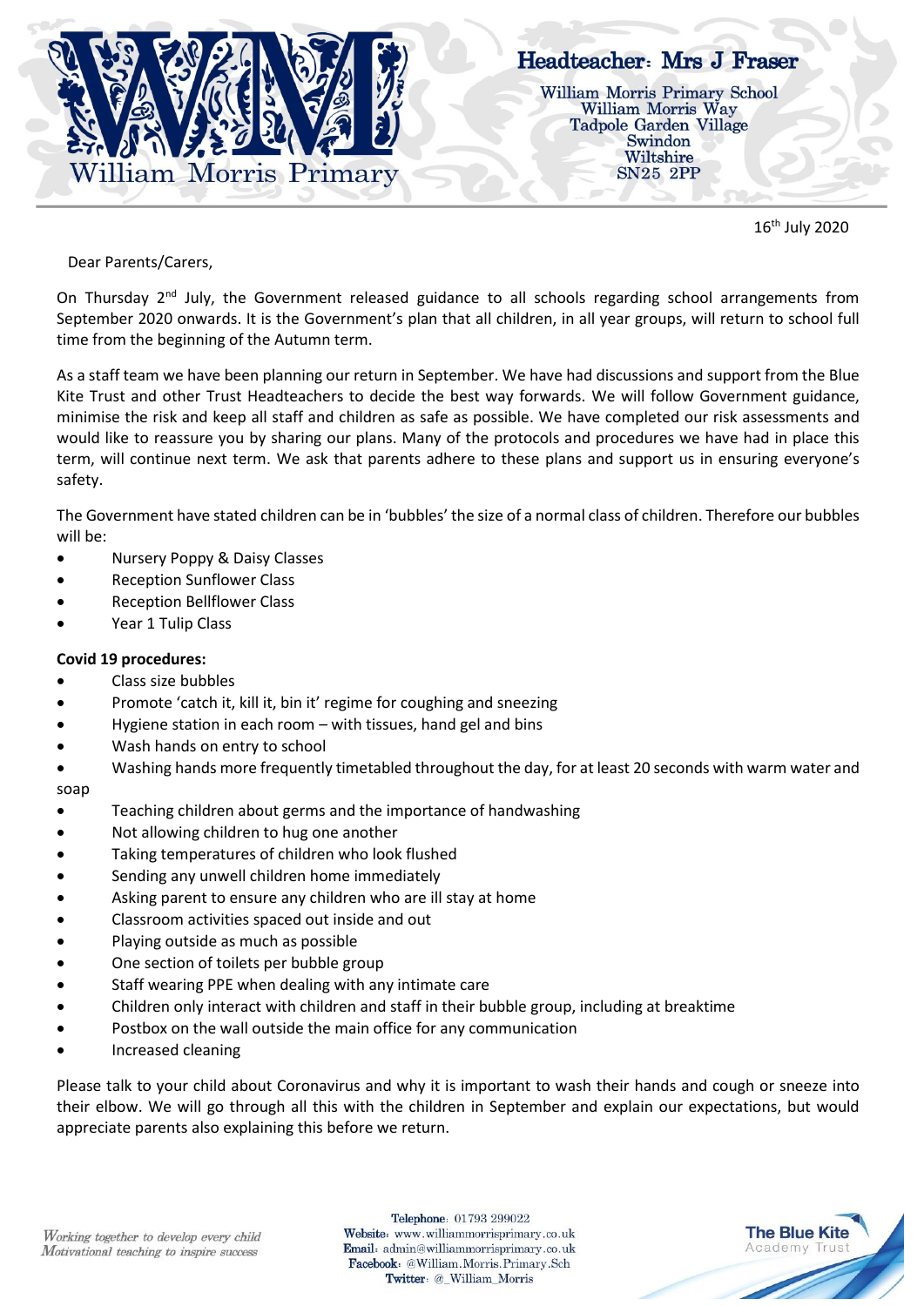William Morris Primary

**Headteacher: Mrs J Fraser**

William Morris Primary School
William Morris Way
Tadpole Garden Village
Swindon
Wiltshire
SN25 2PP

16th July 2020

Dear Parents/Carers,

On Thursday 2nd July, the Government released guidance to all schools regarding school arrangements from September 2020 onwards. It is the Government's plan that all children, in all year groups, will return to school full time from the beginning of the Autumn term.

As a staff team we have been planning our return in September. We have had discussions and support from the Blue Kite Trust and other Trust Headteachers to decide the best way forwards. We will follow Government guidance, minimise the risk and keep all staff and children as safe as possible. We have completed our risk assessments and would like to reassure you by sharing our plans. Many of the protocols and procedures we have had in place this term, will continue next term. We ask that parents adhere to these plans and support us in ensuring everyone's safety.

The Government have stated children can be in 'bubbles' the size of a normal class of children. Therefore our bubbles will be:

- Nursery Poppy & Daisy Classes
- Reception Sunflower Class
- Reception Bellflower Class
- Year 1 Tulip Class

**Covid 19 procedures:**

- Class size bubbles
- Promote 'catch it, kill it, bin it' regime for coughing and sneezing
- Hygiene station in each room – with tissues, hand gel and bins
- Wash hands on entry to school
- Washing hands more frequently timetabled throughout the day, for at least 20 seconds with warm water and soap
- Teaching children about germs and the importance of handwashing
- Not allowing children to hug one another
- Taking temperatures of children who look flushed
- Sending any unwell children home immediately
- Asking parent to ensure any children who are ill stay at home
- Classroom activities spaced out inside and out
- Playing outside as much as possible
- One section of toilets per bubble group
- Staff wearing PPE when dealing with any intimate care
- Children only interact with children and staff in their bubble group, including at breaktime
- Postbox on the wall outside the main office for any communication
- Increased cleaning

Please talk to your child about Coronavirus and why it is important to wash their hands and cough or sneeze into their elbow. We will go through all this with the children in September and explain our expectations, but would appreciate parents also explaining this before we return.

*Working together to develop every child*
*Motivational teaching to inspire success*

**Telephone**: 01793 299022
**Website**: www.williammorrisprimary.co.uk
**Email**: admin@williammorrisprimary.co.uk
**Facebook**: @William.Morris.Primary.Sch
**Twitter**: @_William_Morris

The Blue Kite Academy Trust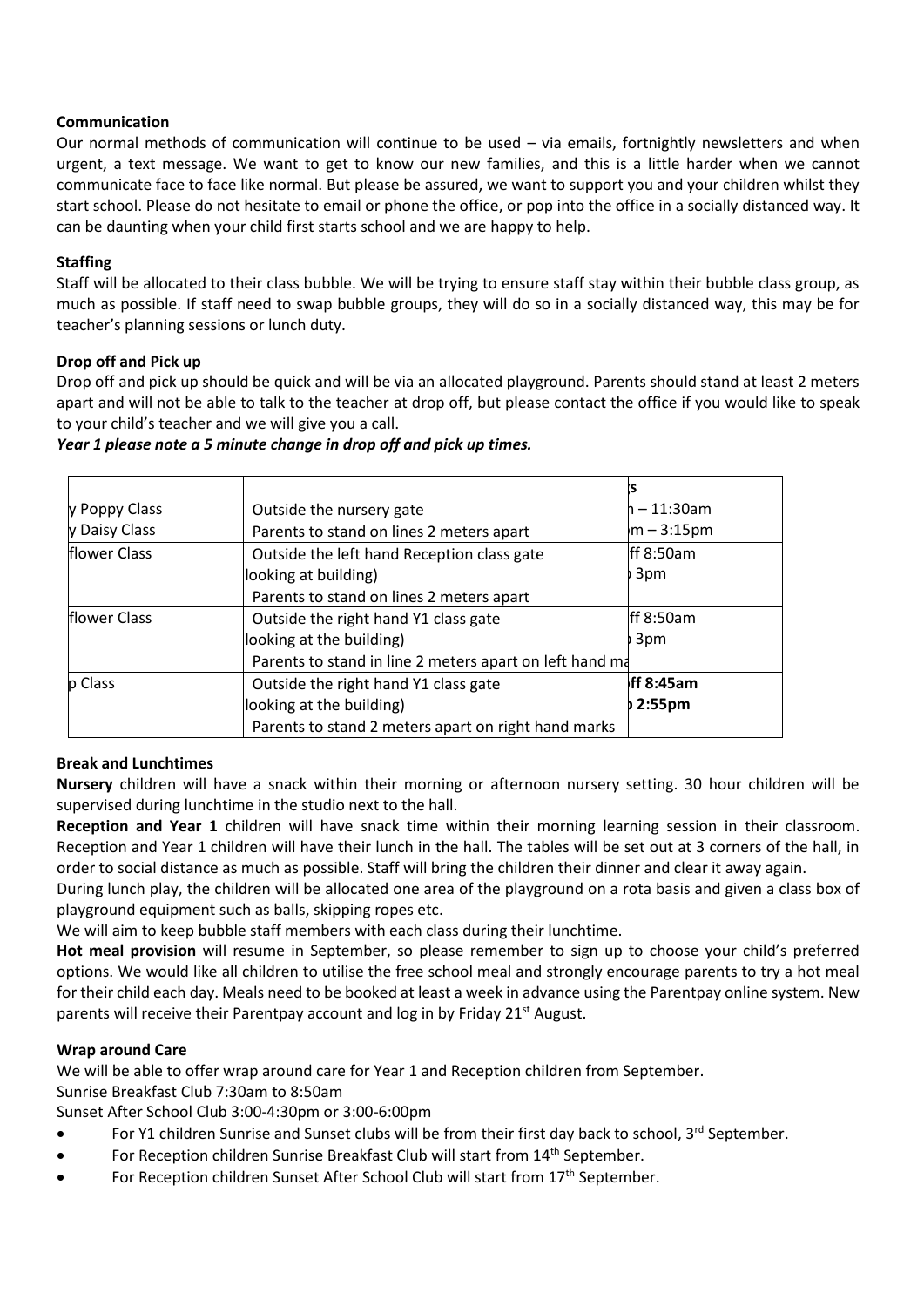**Communication**

Our normal methods of communication will continue to be used – via emails, fortnightly newsletters and when urgent, a text message. We want to get to know our new families, and this is a little harder when we cannot communicate face to face like normal. But please be assured, we want to support you and your children whilst they start school. Please do not hesitate to email or phone the office, or pop into the office in a socially distanced way. It can be daunting when your child first starts school and we are happy to help.

**Staffing**

Staff will be allocated to their class bubble. We will be trying to ensure staff stay within their bubble class group, as much as possible. If staff need to swap bubble groups, they will do so in a socially distanced way, this may be for teacher's planning sessions or lunch duty.

**Drop off and Pick up**

Drop off and pick up should be quick and will be via an allocated playground. Parents should stand at least 2 meters apart and will not be able to talk to the teacher at drop off, but please contact the office if you would like to speak to your child's teacher and we will give you a call.

***Year 1 please note a 5 minute change in drop off and pick up times.***

| | | s |
|---|---|---|
| y Poppy Class<br>y Daisy Class | Outside the nursery gate<br>Parents to stand on lines 2 meters apart | – 11:30am<br>m – 3:15pm |
| flower Class | Outside the left hand Reception class gate<br>looking at building)<br>Parents to stand on lines 2 meters apart | ff 8:50am<br>3pm |
| flower Class | Outside the right hand Y1 class gate<br>looking at the building)<br>Parents to stand in line 2 meters apart on left hand ma | ff 8:50am<br>3pm |
| p Class | Outside the right hand Y1 class gate<br>looking at the building)<br>Parents to stand 2 meters apart on right hand marks | **ff 8:45am**<br>**2:55pm** |

**Break and Lunchtimes**

**Nursery** children will have a snack within their morning or afternoon nursery setting. 30 hour children will be supervised during lunchtime in the studio next to the hall.

**Reception and Year 1** children will have snack time within their morning learning session in their classroom. Reception and Year 1 children will have their lunch in the hall. The tables will be set out at 3 corners of the hall, in order to social distance as much as possible. Staff will bring the children their dinner and clear it away again.

During lunch play, the children will be allocated one area of the playground on a rota basis and given a class box of playground equipment such as balls, skipping ropes etc.

We will aim to keep bubble staff members with each class during their lunchtime.

**Hot meal provision** will resume in September, so please remember to sign up to choose your child's preferred options. We would like all children to utilise the free school meal and strongly encourage parents to try a hot meal for their child each day. Meals need to be booked at least a week in advance using the Parentpay online system. New parents will receive their Parentpay account and log in by Friday 21st August.

**Wrap around Care**

We will be able to offer wrap around care for Year 1 and Reception children from September.

Sunrise Breakfast Club 7:30am to 8:50am

Sunset After School Club 3:00-4:30pm or 3:00-6:00pm

- For Y1 children Sunrise and Sunset clubs will be from their first day back to school, 3rd September.
- For Reception children Sunrise Breakfast Club will start from 14th September.
- For Reception children Sunset After School Club will start from 17th September.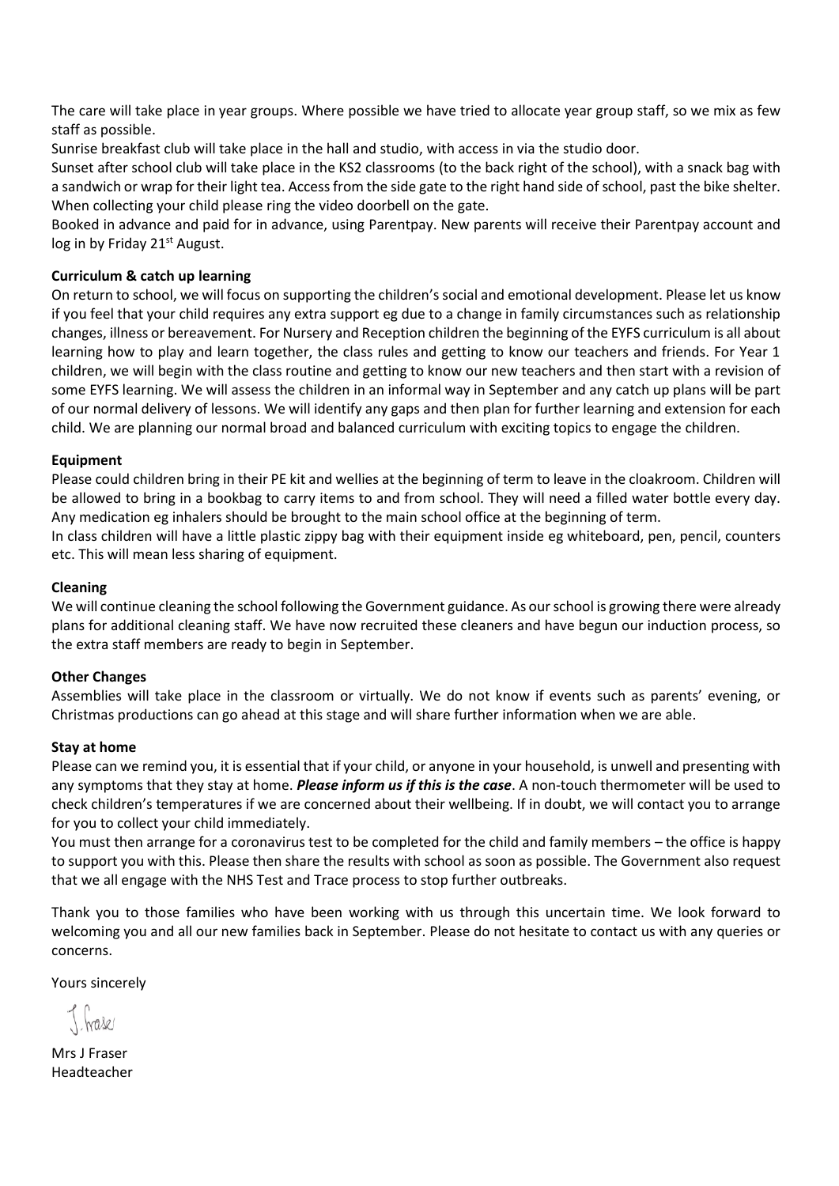The care will take place in year groups. Where possible we have tried to allocate year group staff, so we mix as few staff as possible.

Sunrise breakfast club will take place in the hall and studio, with access in via the studio door.

Sunset after school club will take place in the KS2 classrooms (to the back right of the school), with a snack bag with a sandwich or wrap for their light tea. Access from the side gate to the right hand side of school, past the bike shelter. When collecting your child please ring the video doorbell on the gate.

Booked in advance and paid for in advance, using Parentpay. New parents will receive their Parentpay account and log in by Friday 21st August.

**Curriculum & catch up learning**

On return to school, we will focus on supporting the children's social and emotional development. Please let us know if you feel that your child requires any extra support eg due to a change in family circumstances such as relationship changes, illness or bereavement. For Nursery and Reception children the beginning of the EYFS curriculum is all about learning how to play and learn together, the class rules and getting to know our teachers and friends. For Year 1 children, we will begin with the class routine and getting to know our new teachers and then start with a revision of some EYFS learning. We will assess the children in an informal way in September and any catch up plans will be part of our normal delivery of lessons. We will identify any gaps and then plan for further learning and extension for each child. We are planning our normal broad and balanced curriculum with exciting topics to engage the children.

**Equipment**

Please could children bring in their PE kit and wellies at the beginning of term to leave in the cloakroom. Children will be allowed to bring in a bookbag to carry items to and from school. They will need a filled water bottle every day. Any medication eg inhalers should be brought to the main school office at the beginning of term.

In class children will have a little plastic zippy bag with their equipment inside eg whiteboard, pen, pencil, counters etc. This will mean less sharing of equipment.

**Cleaning**

We will continue cleaning the school following the Government guidance. As our school is growing there were already plans for additional cleaning staff. We have now recruited these cleaners and have begun our induction process, so the extra staff members are ready to begin in September.

**Other Changes**

Assemblies will take place in the classroom or virtually. We do not know if events such as parents' evening, or Christmas productions can go ahead at this stage and will share further information when we are able.

**Stay at home**

Please can we remind you, it is essential that if your child, or anyone in your household, is unwell and presenting with any symptoms that they stay at home. ***Please inform us if this is the case***. A non-touch thermometer will be used to check children's temperatures if we are concerned about their wellbeing. If in doubt, we will contact you to arrange for you to collect your child immediately.

You must then arrange for a coronavirus test to be completed for the child and family members – the office is happy to support you with this. Please then share the results with school as soon as possible. The Government also request that we all engage with the NHS Test and Trace process to stop further outbreaks.

Thank you to those families who have been working with us through this uncertain time. We look forward to welcoming you and all our new families back in September. Please do not hesitate to contact us with any queries or concerns.

Yours sincerely

J. Fraser

Mrs J Fraser
Headteacher